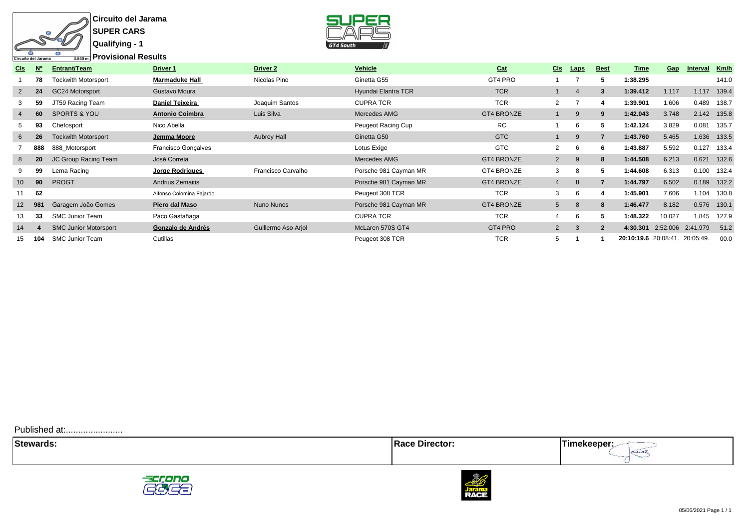**Circuito del Jarama**

**SUPER CARS**

**Qualifying - 1**

**Provisional Results**

| Cls | Nº | Entrant/Team | Driver 1 | Driver 2 | Vehicle | Cat | Cls | Laps | Best | Time | Gap | Interval | Km/h |
|---|---|---|---|---|---|---|---|---|---|---|---|---|---|
| 1 | 78 | Tockwith Motorsport | **Marmaduke Hall** | Nicolas Pino | Ginetta G55 | GT4 PRO | 1 | 7 | 5 | 1:38.295 | | | 141.0 |
| 2 | 24 | GC24 Motorsport | Gustavo Moura | | Hyundai Elantra TCR | TCR | 1 | 4 | 3 | 1:39.412 | 1.117 | 1.117 | 139.4 |
| 3 | 59 | JT59 Racing Team | **Daniel Teixeira** | Joaquim Santos | CUPRA TCR | TCR | 2 | 7 | 4 | 1:39.901 | 1.606 | 0.489 | 138.7 |
| 4 | 60 | SPORTS & YOU | **Antonio Coimbra** | Luis Silva | Mercedes AMG | GT4 BRONZE | 1 | 9 | 9 | 1:42.043 | 3.748 | 2.142 | 135.8 |
| 5 | 93 | Chefosport | Nico Abella | | Peugeot Racing Cup | RC | 1 | 6 | 5 | 1:42.124 | 3.829 | 0.081 | 135.7 |
| 6 | 26 | Tockwith Motorsport | **Jemma Moore** | Aubrey Hall | Ginetta G50 | GTC | 1 | 9 | 7 | 1:43.760 | 5.465 | 1.636 | 133.5 |
| 7 | 888 | 888_Motorsport | Francisco Gonçalves | | Lotus Exige | GTC | 2 | 6 | 6 | 1:43.887 | 5.592 | 0.127 | 133.4 |
| 8 | 20 | JC Group Racing Team | José Correia | | Mercedes AMG | GT4 BRONZE | 2 | 9 | 8 | 1:44.508 | 6.213 | 0.621 | 132.6 |
| 9 | 99 | Lema Racing | **Jorge Rodrigues** | Francisco Carvalho | Porsche 981 Cayman MR | GT4 BRONZE | 3 | 8 | 5 | 1:44.608 | 6.313 | 0.100 | 132.4 |
| 10 | 90 | PROGT | Andrius Zemaitis | | Porsche 981 Cayman MR | GT4 BRONZE | 4 | 8 | 7 | 1:44.797 | 6.502 | 0.189 | 132.2 |
| 11 | 62 | | Alfonso Colomina Fajardo | | Peugeot 308 TCR | TCR | 3 | 6 | 4 | 1:45.901 | 7.606 | 1.104 | 130.8 |
| 12 | 981 | Garagem João Gomes | **Piero dal Maso** | Nuno Nunes | Porsche 981 Cayman MR | GT4 BRONZE | 5 | 8 | 8 | 1:46.477 | 8.182 | 0.576 | 130.1 |
| 13 | 33 | SMC Junior Team | Paco Gastañaga | | CUPRA TCR | TCR | 4 | 6 | 5 | 1:48.322 | 10.027 | 1.845 | 127.9 |
| 14 | 4 | SMC Junior Motorsport | **Gonzalo de Andrés** | Guillermo Aso Arjol | McLaren 570S GT4 | GT4 PRO | 2 | 3 | 2 | 4:30.301 | 2:52.006 | 2:41.979 | 51.2 |
| 15 | 104 | SMC Junior Team | Cutillas | | Peugeot 308 TCR | TCR | 5 | 1 | 1 | 20:10:19.6 | 20:08:41. | 20:05:49. | 00.0 |

Published at:.......................

| Stewards: | Race Director: | Timekeeper: |
|---|---|---|
| | | |

05/06/2021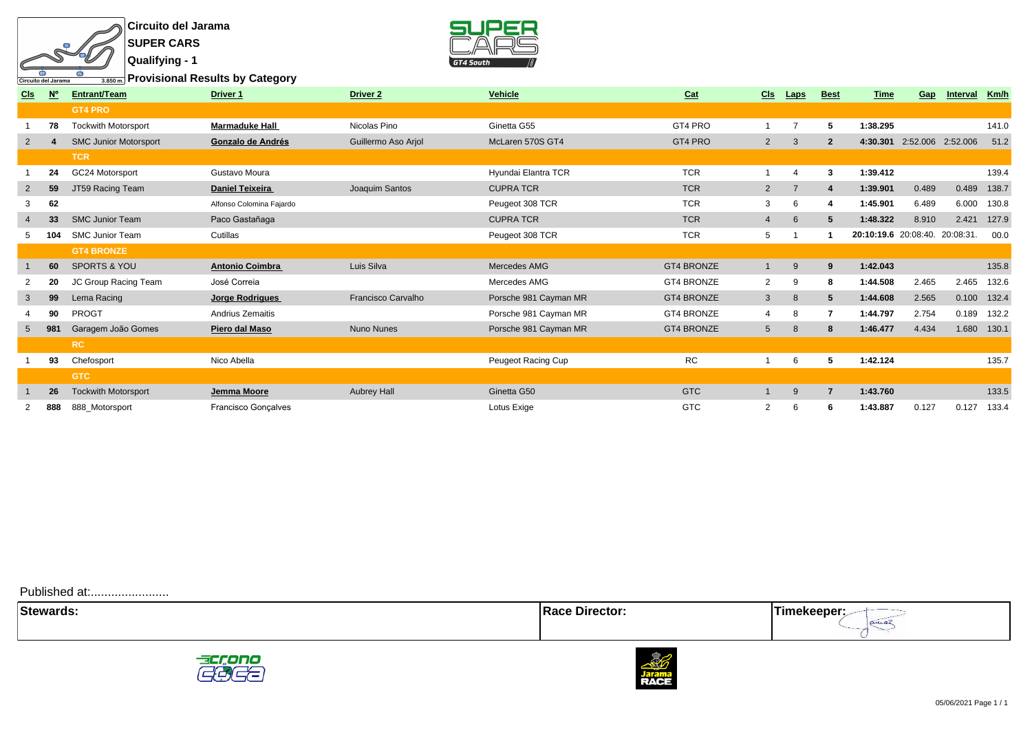**Circuito del Jarama**

**SUPER CARS**

**Qualifying - 1**

**Provisional Results by Category**

| Cls | Nº | Entrant/Team | Driver 1 | Driver 2 | Vehicle | Cat | Cls | Laps | Best | Time | Gap | Interval | Km/h |
|---|---|---|---|---|---|---|---|---|---|---|---|---|---|
| | | **GT4 PRO** | | | | | | | | | | | |
| 1 | 78 | Tockwith Motorsport | **Marmaduke Hall** | Nicolas Pino | Ginetta G55 | GT4 PRO | 1 | 7 | 5 | 1:38.295 | | | 141.0 |
| 2 | 4 | SMC Junior Motorsport | **Gonzalo de Andrés** | Guillermo Aso Arjol | McLaren 570S GT4 | GT4 PRO | 2 | 3 | 2 | 4:30.301 | 2:52.006 | 2:52.006 | 51.2 |
| | | **TCR** | | | | | | | | | | | |
| 1 | 24 | GC24 Motorsport | Gustavo Moura | | Hyundai Elantra TCR | TCR | 1 | 4 | 3 | 1:39.412 | | | 139.4 |
| 2 | 59 | JT59 Racing Team | **Daniel Teixeira** | Joaquim Santos | CUPRA TCR | TCR | 2 | 7 | 4 | 1:39.901 | 0.489 | 0.489 | 138.7 |
| 3 | 62 | | Alfonso Colomina Fajardo | | Peugeot 308 TCR | TCR | 3 | 6 | 4 | 1:45.901 | 6.489 | 6.000 | 130.8 |
| 4 | 33 | SMC Junior Team | Paco Gastañaga | | CUPRA TCR | TCR | 4 | 6 | 5 | 1:48.322 | 8.910 | 2.421 | 127.9 |
| 5 | 104 | SMC Junior Team | Cutillas | | Peugeot 308 TCR | TCR | 5 | 1 | 1 | 20:10:19.6 | 20:08:40. | 20:08:31. | 00.0 |
| | | **GT4 BRONZE** | | | | | | | | | | | |
| 1 | 60 | SPORTS & YOU | **Antonio Coimbra** | Luis Silva | Mercedes AMG | GT4 BRONZE | 1 | 9 | 9 | 1:42.043 | | | 135.8 |
| 2 | 20 | JC Group Racing Team | José Correia | | Mercedes AMG | GT4 BRONZE | 2 | 9 | 8 | 1:44.508 | 2.465 | 2.465 | 132.6 |
| 3 | 99 | Lema Racing | **Jorge Rodrigues** | Francisco Carvalho | Porsche 981 Cayman MR | GT4 BRONZE | 3 | 8 | 5 | 1:44.608 | 2.565 | 0.100 | 132.4 |
| 4 | 90 | PROGT | Andrius Zemaitis | | Porsche 981 Cayman MR | GT4 BRONZE | 4 | 8 | 7 | 1:44.797 | 2.754 | 0.189 | 132.2 |
| 5 | 981 | Garagem João Gomes | **Piero dal Maso** | Nuno Nunes | Porsche 981 Cayman MR | GT4 BRONZE | 5 | 8 | 8 | 1:46.477 | 4.434 | 1.680 | 130.1 |
| | | **RC** | | | | | | | | | | | |
| 1 | 93 | Chefosport | Nico Abella | | Peugeot Racing Cup | RC | 1 | 6 | 5 | 1:42.124 | | | 135.7 |
| | | **GTC** | | | | | | | | | | | |
| 1 | 26 | Tockwith Motorsport | **Jemma Moore** | Aubrey Hall | Ginetta G50 | GTC | 1 | 9 | 7 | 1:43.760 | | | 133.5 |
| 2 | 888 | 888_Motorsport | Francisco Gonçalves | | Lotus Exige | GTC | 2 | 6 | 6 | 1:43.887 | 0.127 | 0.127 | 133.4 |

Published at:.......................

| Stewards: | Race Director: | Timekeeper: |
|---|---|---|
| | | |

05/06/2021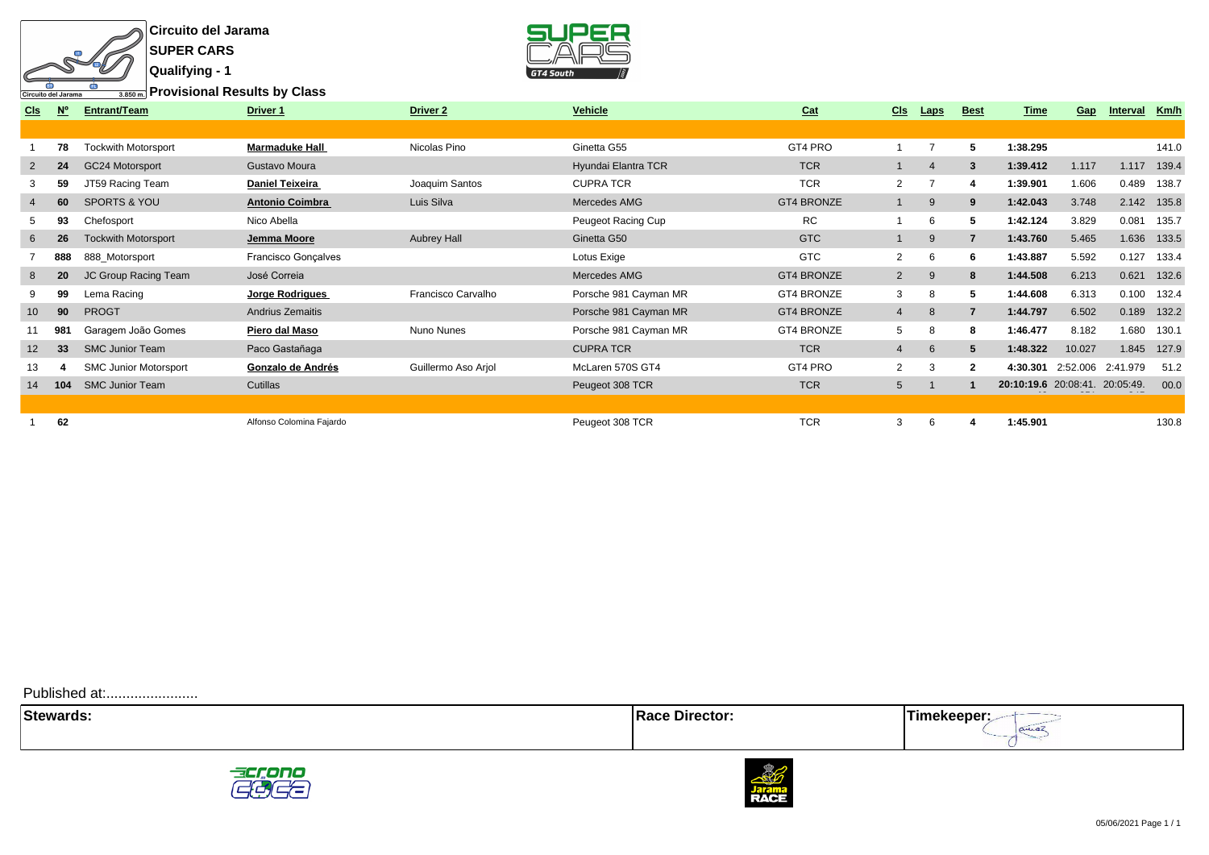# Circuito del Jarama

## SUPER CARS

### Qualifying - 1

### Provisional Results by Class

Circuito del Jarama 3.850 m.

| Cls | Nº | Entrant/Team | Driver 1 | Driver 2 | Vehicle | Cat | Cls | Laps | Best | Time | Gap | Interval | Km/h |
|---|---|---|---|---|---|---|---|---|---|---|---|---|---|
| 1 | **78** | Tockwith Motorsport | **Marmaduke Hall** | Nicolas Pino | Ginetta G55 | GT4 PRO | 1 | 7 | **5** | **1:38.295** | | | 141.0 |
| 2 | **24** | GC24 Motorsport | Gustavo Moura | | Hyundai Elantra TCR | TCR | 1 | 4 | **3** | **1:39.412** | 1.117 | 1.117 | 139.4 |
| 3 | **59** | JT59 Racing Team | **Daniel Teixeira** | Joaquim Santos | CUPRA TCR | TCR | 2 | 7 | **4** | **1:39.901** | 1.606 | 0.489 | 138.7 |
| 4 | **60** | SPORTS & YOU | **Antonio Coimbra** | Luis Silva | Mercedes AMG | GT4 BRONZE | 1 | 9 | **9** | **1:42.043** | 3.748 | 2.142 | 135.8 |
| 5 | **93** | Chefosport | Nico Abella | | Peugeot Racing Cup | RC | 1 | 6 | **5** | **1:42.124** | 3.829 | 0.081 | 135.7 |
| 6 | **26** | Tockwith Motorsport | **Jemma Moore** | Aubrey Hall | Ginetta G50 | GTC | 1 | 9 | **7** | **1:43.760** | 5.465 | 1.636 | 133.5 |
| 7 | **888** | 888_Motorsport | Francisco Gonçalves | | Lotus Exige | GTC | 2 | 6 | **6** | **1:43.887** | 5.592 | 0.127 | 133.4 |
| 8 | **20** | JC Group Racing Team | José Correia | | Mercedes AMG | GT4 BRONZE | 2 | 9 | **8** | **1:44.508** | 6.213 | 0.621 | 132.6 |
| 9 | **99** | Lema Racing | **Jorge Rodrigues** | Francisco Carvalho | Porsche 981 Cayman MR | GT4 BRONZE | 3 | 8 | **5** | **1:44.608** | 6.313 | 0.100 | 132.4 |
| 10 | **90** | PROGT | Andrius Zemaitis | | Porsche 981 Cayman MR | GT4 BRONZE | 4 | 8 | **7** | **1:44.797** | 6.502 | 0.189 | 132.2 |
| 11 | **981** | Garagem João Gomes | **Piero dal Maso** | Nuno Nunes | Porsche 981 Cayman MR | GT4 BRONZE | 5 | 8 | **8** | **1:46.477** | 8.182 | 1.680 | 130.1 |
| 12 | **33** | SMC Junior Team | Paco Gastañaga | | CUPRA TCR | TCR | 4 | 6 | **5** | **1:48.322** | 10.027 | 1.845 | 127.9 |
| 13 | **4** | SMC Junior Motorsport | **Gonzalo de Andrés** | Guillermo Aso Arjol | McLaren 570S GT4 | GT4 PRO | 2 | 3 | **2** | **4:30.301** | 2:52.006 | 2:41.979 | 51.2 |
| 14 | **104** | SMC Junior Team | Cutillas | | Peugeot 308 TCR | TCR | 5 | 1 | **1** | **20:10:19.6** | 20:08:41. | 20:05:49. | 00.0 |
| | | | | | | | | | | | | | |
| 1 | **62** | | Alfonso Colomina Fajardo | | Peugeot 308 TCR | TCR | 3 | 6 | **4** | **1:45.901** | | | 130.8 |

Published at:.......................

| Stewards: | Race Director: | Timekeeper: |
|---|---|---|
| | | |

05/06/2021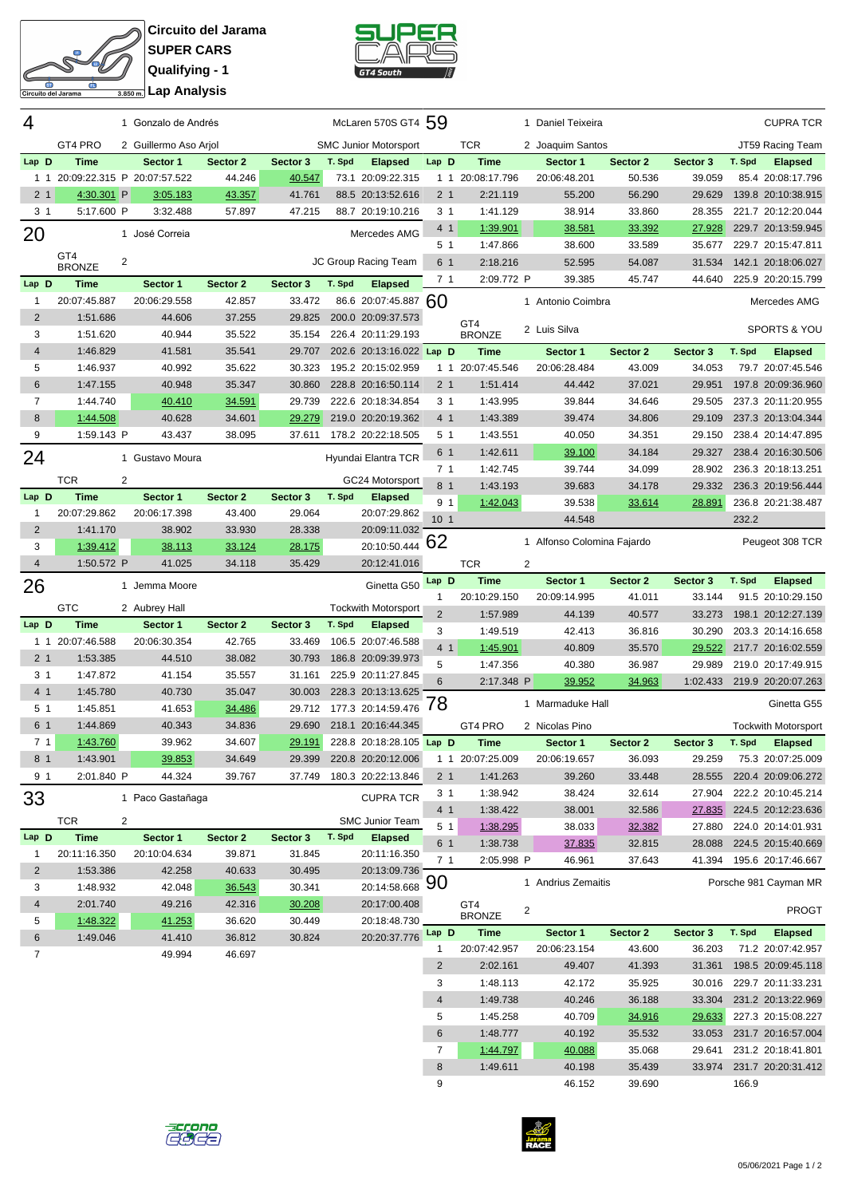# Circuito del Jarama
## SUPER CARS
## Qualifying - 1
## Lap Analysis

Circuito del Jarama 3.850 m.

### 4 — 1 Gonzalo de Andrés / 2 Guillermo Aso Arjol — McLaren 570S GT4 — GT4 PRO — SMC Junior Motorsport

| Lap | D | Time | Sector 1 | Sector 2 | Sector 3 | T. Spd | Elapsed |
|---|---|---|---|---|---|---|---|
| 1 | 1 | 20:09:22.315 P | 20:07:57.522 | 44.246 | 40.547 | 73.1 | 20:09:22.315 |
| 2 | 1 | 4:30.301 P | 3:05.183 | 43.357 | 41.761 | 88.5 | 20:13:52.616 |
| 3 | 1 | 5:17.600 P | 3:32.488 | 57.897 | 47.215 | 88.7 | 20:19:10.216 |

### 20 — 1 José Correia — Mercedes AMG — GT4 BRONZE — JC Group Racing Team

| Lap | D | Time | Sector 1 | Sector 2 | Sector 3 | T. Spd | Elapsed |
|---|---|---|---|---|---|---|---|
| 1 | | 20:07:45.887 | 20:06:29.558 | 42.857 | 33.472 | 86.6 | 20:07:45.887 |
| 2 | | 1:51.686 | 44.606 | 37.255 | 29.825 | 200.0 | 20:09:37.573 |
| 3 | | 1:51.620 | 40.944 | 35.522 | 35.154 | 226.4 | 20:11:29.193 |
| 4 | | 1:46.829 | 41.581 | 35.541 | 29.707 | 202.6 | 20:13:16.022 |
| 5 | | 1:46.937 | 40.992 | 35.622 | 30.323 | 195.2 | 20:15:02.959 |
| 6 | | 1:47.155 | 40.948 | 35.347 | 30.860 | 228.8 | 20:16:50.114 |
| 7 | | 1:44.740 | 40.410 | 34.591 | 29.739 | 222.6 | 20:18:34.854 |
| 8 | | 1:44.508 | 40.628 | 34.601 | 29.279 | 219.0 | 20:20:19.362 |
| 9 | | 1:59.143 P | 43.437 | 38.095 | 37.611 | 178.2 | 20:22:18.505 |

### 24 — 1 Gustavo Moura / 2 — Hyundai Elantra TCR — TCR — GC24 Motorsport

| Lap | D | Time | Sector 1 | Sector 2 | Sector 3 | T. Spd | Elapsed |
|---|---|---|---|---|---|---|---|
| 1 | | 20:07:29.862 | 20:06:17.398 | 43.400 | 29.064 | | 20:07:29.862 |
| 2 | | 1:41.170 | 38.902 | 33.930 | 28.338 | | 20:09:11.032 |
| 3 | | 1:39.412 | 38.113 | 33.124 | 28.175 | | 20:10:50.444 |
| 4 | | 1:50.572 P | 41.025 | 34.118 | 35.429 | | 20:12:41.016 |

### 26 — 1 Jemma Moore / 2 Aubrey Hall — Ginetta G50 — GTC — Tockwith Motorsport

| Lap | D | Time | Sector 1 | Sector 2 | Sector 3 | T. Spd | Elapsed |
|---|---|---|---|---|---|---|---|
| 1 | 1 | 20:07:46.588 | 20:06:30.354 | 42.765 | 33.469 | 106.5 | 20:07:46.588 |
| 2 | 1 | 1:53.385 | 44.510 | 38.082 | 30.793 | 186.8 | 20:09:39.973 |
| 3 | 1 | 1:47.872 | 41.154 | 35.557 | 31.161 | 225.9 | 20:11:27.845 |
| 4 | 1 | 1:45.780 | 40.730 | 35.047 | 30.003 | 228.3 | 20:13:13.625 |
| 5 | 1 | 1:45.851 | 41.653 | 34.486 | 29.712 | 177.3 | 20:14:59.476 |
| 6 | 1 | 1:44.869 | 40.343 | 34.836 | 29.690 | 218.1 | 20:16:44.345 |
| 7 | 1 | 1:43.760 | 39.962 | 34.607 | 29.191 | 228.8 | 20:18:28.105 |
| 8 | 1 | 1:43.901 | 39.853 | 34.649 | 29.399 | 220.8 | 20:20:12.006 |
| 9 | 1 | 2:01.840 P | 44.324 | 39.767 | 37.749 | 180.3 | 20:22:13.846 |

### 33 — 1 Paco Gastañaga / 2 — CUPRA TCR — TCR — SMC Junior Team

| Lap | D | Time | Sector 1 | Sector 2 | Sector 3 | T. Spd | Elapsed |
|---|---|---|---|---|---|---|---|
| 1 | | 20:11:16.350 | 20:10:04.634 | 39.871 | 31.845 | | 20:11:16.350 |
| 2 | | 1:53.386 | 42.258 | 40.633 | 30.495 | | 20:13:09.736 |
| 3 | | 1:48.932 | 42.048 | 36.543 | 30.341 | | 20:14:58.668 |
| 4 | | 2:01.740 | 49.216 | 42.316 | 30.208 | | 20:17:00.408 |
| 5 | | 1:48.322 | 41.253 | 36.620 | 30.449 | | 20:18:48.730 |
| 6 | | 1:49.046 | 41.410 | 36.812 | 30.824 | | 20:20:37.776 |
| 7 | | | 49.994 | 46.697 | | | |

### 59 — 1 Daniel Teixeira / 2 Joaquim Santos — CUPRA TCR — TCR — JT59 Racing Team

| Lap | D | Time | Sector 1 | Sector 2 | Sector 3 | T. Spd | Elapsed |
|---|---|---|---|---|---|---|---|
| 1 | 1 | 20:08:17.796 | 20:06:48.201 | 50.536 | 39.059 | 85.4 | 20:08:17.796 |
| 2 | 1 | 2:21.119 | 55.200 | 56.290 | 29.629 | 139.8 | 20:10:38.915 |
| 3 | 1 | 1:41.129 | 38.914 | 33.860 | 28.355 | 221.7 | 20:12:20.044 |
| 4 | 1 | 1:39.901 | 38.581 | 33.392 | 27.928 | 229.7 | 20:13:59.945 |
| 5 | 1 | 1:47.866 | 38.600 | 33.589 | 35.677 | 229.7 | 20:15:47.811 |
| 6 | 1 | 2:18.216 | 52.595 | 54.087 | 31.534 | 142.1 | 20:18:06.027 |
| 7 | 1 | 2:09.772 P | 39.385 | 45.747 | 44.640 | 225.9 | 20:20:15.799 |

### 60 — 1 Antonio Coimbra / 2 Luis Silva — Mercedes AMG — GT4 BRONZE — SPORTS & YOU

| Lap | D | Time | Sector 1 | Sector 2 | Sector 3 | T. Spd | Elapsed |
|---|---|---|---|---|---|---|---|
| 1 | 1 | 20:07:45.546 | 20:06:28.484 | 43.009 | 34.053 | 79.7 | 20:07:45.546 |
| 2 | 1 | 1:51.414 | 44.442 | 37.021 | 29.951 | 197.8 | 20:09:36.960 |
| 3 | 1 | 1:43.995 | 39.844 | 34.646 | 29.505 | 237.3 | 20:11:20.955 |
| 4 | 1 | 1:43.389 | 39.474 | 34.806 | 29.109 | 237.3 | 20:13:04.344 |
| 5 | 1 | 1:43.551 | 40.050 | 34.351 | 29.150 | 238.4 | 20:14:47.895 |
| 6 | 1 | 1:42.611 | 39.100 | 34.184 | 29.327 | 238.4 | 20:16:30.506 |
| 7 | 1 | 1:42.745 | 39.744 | 34.099 | 28.902 | 236.3 | 20:18:13.251 |
| 8 | 1 | 1:43.193 | 39.683 | 34.178 | 29.332 | 236.3 | 20:19:56.444 |
| 9 | 1 | 1:42.043 | 39.538 | 33.614 | 28.891 | 236.8 | 20:21:38.487 |
| 10 | 1 | | 44.548 | | | 232.2 | |

### 62 — 1 Alfonso Colomina Fajardo / 2 — Peugeot 308 TCR — TCR

| Lap | D | Time | Sector 1 | Sector 2 | Sector 3 | T. Spd | Elapsed |
|---|---|---|---|---|---|---|---|
| 1 | | 20:10:29.150 | 20:09:14.995 | 41.011 | 33.144 | 91.5 | 20:10:29.150 |
| 2 | | 1:57.989 | 44.139 | 40.577 | 33.273 | 198.1 | 20:12:27.139 |
| 3 | | 1:49.519 | 42.413 | 36.816 | 30.290 | 203.3 | 20:14:16.658 |
| 4 | 1 | 1:45.901 | 40.809 | 35.570 | 29.522 | 217.7 | 20:16:02.559 |
| 5 | | 1:47.356 | 40.380 | 36.987 | 29.989 | 219.0 | 20:17:49.915 |
| 6 | | 2:17.348 P | 39.952 | 34.963 | 1:02.433 | 219.9 | 20:20:07.263 |

### 78 — 1 Marmaduke Hall / 2 Nicolas Pino — Ginetta G55 — GT4 PRO — Tockwith Motorsport

| Lap | D | Time | Sector 1 | Sector 2 | Sector 3 | T. Spd | Elapsed |
|---|---|---|---|---|---|---|---|
| 1 | 1 | 20:07:25.009 | 20:06:19.657 | 36.093 | 29.259 | 75.3 | 20:07:25.009 |
| 2 | 1 | 1:41.263 | 39.260 | 33.448 | 28.555 | 220.4 | 20:09:06.272 |
| 3 | 1 | 1:38.942 | 38.424 | 32.614 | 27.904 | 222.2 | 20:10:45.214 |
| 4 | 1 | 1:38.422 | 38.001 | 32.586 | 27.835 | 224.5 | 20:12:23.636 |
| 5 | 1 | 1:38.295 | 38.033 | 32.382 | 27.880 | 224.0 | 20:14:01.931 |
| 6 | 1 | 1:38.738 | 37.835 | 32.815 | 28.088 | 224.5 | 20:15:40.669 |
| 7 | 1 | 2:05.998 P | 46.961 | 37.643 | 41.394 | 195.6 | 20:17:46.667 |

### 90 — 1 Andrius Zemaitis / 2 — Porsche 981 Cayman MR — GT4 BRONZE — PROGT

| Lap | D | Time | Sector 1 | Sector 2 | Sector 3 | T. Spd | Elapsed |
|---|---|---|---|---|---|---|---|
| 1 | | 20:07:42.957 | 20:06:23.154 | 43.600 | 36.203 | 71.2 | 20:07:42.957 |
| 2 | | 2:02.161 | 49.407 | 41.393 | 31.361 | 198.5 | 20:09:45.118 |
| 3 | | 1:48.113 | 42.172 | 35.925 | 30.016 | 229.7 | 20:11:33.231 |
| 4 | | 1:49.738 | 40.246 | 36.188 | 33.304 | 231.2 | 20:13:22.969 |
| 5 | | 1:45.258 | 40.709 | 34.916 | 29.633 | 227.3 | 20:15:08.227 |
| 6 | | 1:48.777 | 40.192 | 35.532 | 33.053 | 231.7 | 20:16:57.004 |
| 7 | | 1:44.797 | 40.088 | 35.068 | 29.641 | 231.2 | 20:18:41.801 |
| 8 | | 1:49.611 | 40.198 | 35.439 | 33.974 | 231.7 | 20:20:31.412 |
| 9 | | | 46.152 | 39.690 | | 166.9 | |

05/06/2021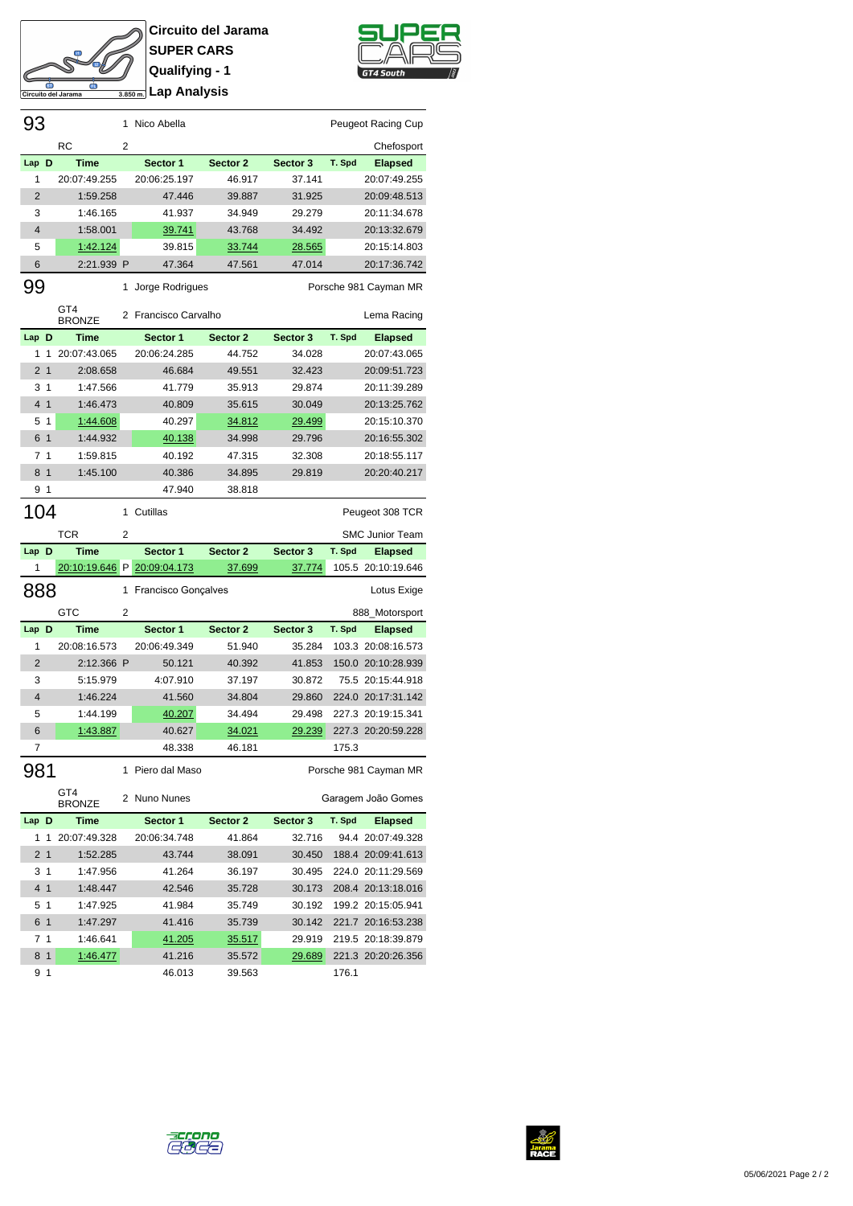**Circuito del Jarama**
**SUPER CARS**
**Qualifying - 1**
**Lap Analysis**

Circuito del Jarama 3.850 m.

## 93

1 Nico Abella — Peugeot Racing Cup

RC — 2 — Chefosport

| Lap | D | Time | | Sector 1 | Sector 2 | Sector 3 | T. Spd | Elapsed |
|---|---|---|---|---|---|---|---|---|
| 1 | | 20:07:49.255 | | 20:06:25.197 | 46.917 | 37.141 | | 20:07:49.255 |
| 2 | | 1:59.258 | | 47.446 | 39.887 | 31.925 | | 20:09:48.513 |
| 3 | | 1:46.165 | | 41.937 | 34.949 | 29.279 | | 20:11:34.678 |
| 4 | | 1:58.001 | | 39.741 | 43.768 | 34.492 | | 20:13:32.679 |
| 5 | | 1:42.124 | | 39.815 | 33.744 | 28.565 | | 20:15:14.803 |
| 6 | | 2:21.939 | P | 47.364 | 47.561 | 47.014 | | 20:17:36.742 |

## 99

1 Jorge Rodrigues — Porsche 981 Cayman MR

GT4 BRONZE — 2 Francisco Carvalho — Lema Racing

| Lap | D | Time | | Sector 1 | Sector 2 | Sector 3 | T. Spd | Elapsed |
|---|---|---|---|---|---|---|---|---|
| 1 | 1 | 20:07:43.065 | | 20:06:24.285 | 44.752 | 34.028 | | 20:07:43.065 |
| 2 | 1 | 2:08.658 | | 46.684 | 49.551 | 32.423 | | 20:09:51.723 |
| 3 | 1 | 1:47.566 | | 41.779 | 35.913 | 29.874 | | 20:11:39.289 |
| 4 | 1 | 1:46.473 | | 40.809 | 35.615 | 30.049 | | 20:13:25.762 |
| 5 | 1 | 1:44.608 | | 40.297 | 34.812 | 29.499 | | 20:15:10.370 |
| 6 | 1 | 1:44.932 | | 40.138 | 34.998 | 29.796 | | 20:16:55.302 |
| 7 | 1 | 1:59.815 | | 40.192 | 47.315 | 32.308 | | 20:18:55.117 |
| 8 | 1 | 1:45.100 | | 40.386 | 34.895 | 29.819 | | 20:20:40.217 |
| 9 | 1 | | | 47.940 | 38.818 | | | |

## 104

1 Cutillas — Peugeot 308 TCR

TCR — 2 — SMC Junior Team

| Lap | D | Time | | Sector 1 | Sector 2 | Sector 3 | T. Spd | Elapsed |
|---|---|---|---|---|---|---|---|---|
| 1 | | 20:10:19.646 | P | 20:09:04.173 | 37.699 | 37.774 | 105.5 | 20:10:19.646 |

## 888

1 Francisco Gonçalves — Lotus Exige

GTC — 2 — 888_Motorsport

| Lap | D | Time | | Sector 1 | Sector 2 | Sector 3 | T. Spd | Elapsed |
|---|---|---|---|---|---|---|---|---|
| 1 | | 20:08:16.573 | | 20:06:49.349 | 51.940 | 35.284 | 103.3 | 20:08:16.573 |
| 2 | | 2:12.366 | P | 50.121 | 40.392 | 41.853 | 150.0 | 20:10:28.939 |
| 3 | | 5:15.979 | | 4:07.910 | 37.197 | 30.872 | 75.5 | 20:15:44.918 |
| 4 | | 1:46.224 | | 41.560 | 34.804 | 29.860 | 224.0 | 20:17:31.142 |
| 5 | | 1:44.199 | | 40.207 | 34.494 | 29.498 | 227.3 | 20:19:15.341 |
| 6 | | 1:43.887 | | 40.627 | 34.021 | 29.239 | 227.3 | 20:20:59.228 |
| 7 | | | | 48.338 | 46.181 | | 175.3 | |

## 981

1 Piero dal Maso — Porsche 981 Cayman MR

GT4 BRONZE — 2 Nuno Nunes — Garagem João Gomes

| Lap | D | Time | | Sector 1 | Sector 2 | Sector 3 | T. Spd | Elapsed |
|---|---|---|---|---|---|---|---|---|
| 1 | 1 | 20:07:49.328 | | 20:06:34.748 | 41.864 | 32.716 | 94.4 | 20:07:49.328 |
| 2 | 1 | 1:52.285 | | 43.744 | 38.091 | 30.450 | 188.4 | 20:09:41.613 |
| 3 | 1 | 1:47.956 | | 41.264 | 36.197 | 30.495 | 224.0 | 20:11:29.569 |
| 4 | 1 | 1:48.447 | | 42.546 | 35.728 | 30.173 | 208.4 | 20:13:18.016 |
| 5 | 1 | 1:47.925 | | 41.984 | 35.749 | 30.192 | 199.2 | 20:15:05.941 |
| 6 | 1 | 1:47.297 | | 41.416 | 35.739 | 30.142 | 221.7 | 20:16:53.238 |
| 7 | 1 | 1:46.641 | | 41.205 | 35.517 | 29.919 | 219.5 | 20:18:39.879 |
| 8 | 1 | 1:46.477 | | 41.216 | 35.572 | 29.689 | 221.3 | 20:20:26.356 |
| 9 | 1 | | | 46.013 | 39.563 | | 176.1 | |

05/06/2021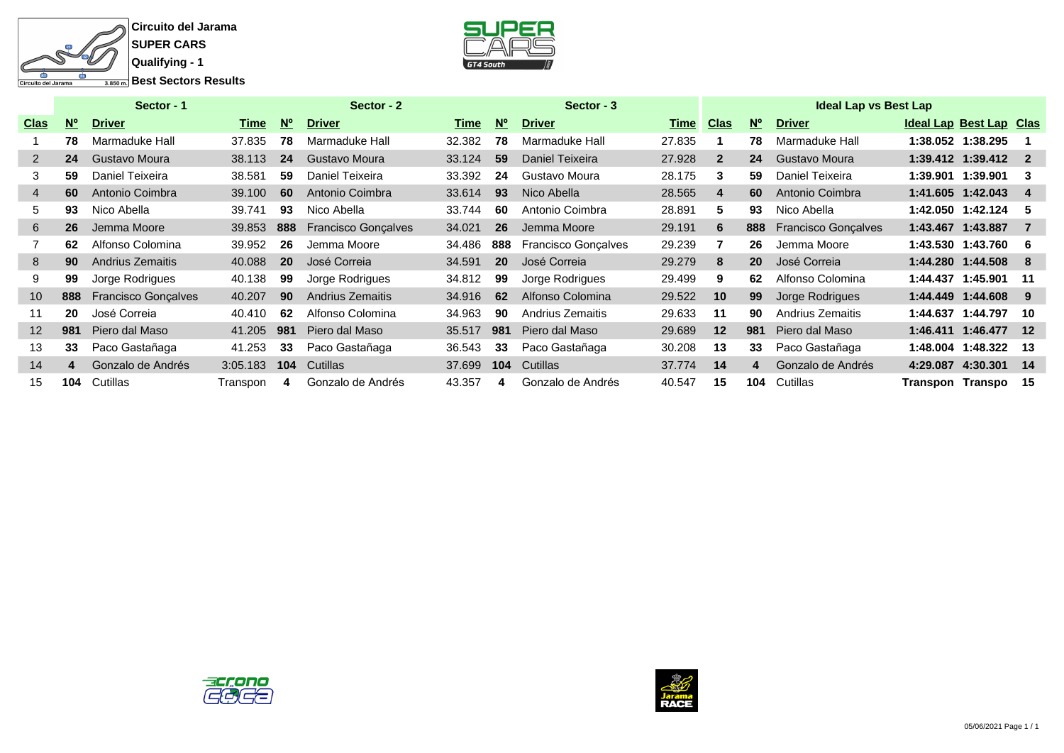**Circuito del Jarama**

**SUPER CARS**

**Qualifying - 1**

**Best Sectors Results**

| Sector - 1 | | | | Sector - 2 | | | Sector - 3 | | | Ideal Lap vs Best Lap | | | | | |
|---|---|---|---|---|---|---|---|---|---|---|---|---|---|---|---|
| Clas | Nº | Driver | Time | Nº | Driver | Time | Nº | Driver | Time | Clas | Nº | Driver | Ideal Lap | Best Lap | Clas |
| 1 | 78 | Marmaduke Hall | 37.835 | 78 | Marmaduke Hall | 32.382 | 78 | Marmaduke Hall | 27.835 | 1 | 78 | Marmaduke Hall | 1:38.052 | 1:38.295 | 1 |
| 2 | 24 | Gustavo Moura | 38.113 | 24 | Gustavo Moura | 33.124 | 59 | Daniel Teixeira | 27.928 | 2 | 24 | Gustavo Moura | 1:39.412 | 1:39.412 | 2 |
| 3 | 59 | Daniel Teixeira | 38.581 | 59 | Daniel Teixeira | 33.392 | 24 | Gustavo Moura | 28.175 | 3 | 59 | Daniel Teixeira | 1:39.901 | 1:39.901 | 3 |
| 4 | 60 | Antonio Coimbra | 39.100 | 60 | Antonio Coimbra | 33.614 | 93 | Nico Abella | 28.565 | 4 | 60 | Antonio Coimbra | 1:41.605 | 1:42.043 | 4 |
| 5 | 93 | Nico Abella | 39.741 | 93 | Nico Abella | 33.744 | 60 | Antonio Coimbra | 28.891 | 5 | 93 | Nico Abella | 1:42.050 | 1:42.124 | 5 |
| 6 | 26 | Jemma Moore | 39.853 | 888 | Francisco Gonçalves | 34.021 | 26 | Jemma Moore | 29.191 | 6 | 888 | Francisco Gonçalves | 1:43.467 | 1:43.887 | 7 |
| 7 | 62 | Alfonso Colomina | 39.952 | 26 | Jemma Moore | 34.486 | 888 | Francisco Gonçalves | 29.239 | 7 | 26 | Jemma Moore | 1:43.530 | 1:43.760 | 6 |
| 8 | 90 | Andrius Zemaitis | 40.088 | 20 | José Correia | 34.591 | 20 | José Correia | 29.279 | 8 | 20 | José Correia | 1:44.280 | 1:44.508 | 8 |
| 9 | 99 | Jorge Rodrigues | 40.138 | 99 | Jorge Rodrigues | 34.812 | 99 | Jorge Rodrigues | 29.499 | 9 | 62 | Alfonso Colomina | 1:44.437 | 1:45.901 | 11 |
| 10 | 888 | Francisco Gonçalves | 40.207 | 90 | Andrius Zemaitis | 34.916 | 62 | Alfonso Colomina | 29.522 | 10 | 99 | Jorge Rodrigues | 1:44.449 | 1:44.608 | 9 |
| 11 | 20 | José Correia | 40.410 | 62 | Alfonso Colomina | 34.963 | 90 | Andrius Zemaitis | 29.633 | 11 | 90 | Andrius Zemaitis | 1:44.637 | 1:44.797 | 10 |
| 12 | 981 | Piero dal Maso | 41.205 | 981 | Piero dal Maso | 35.517 | 981 | Piero dal Maso | 29.689 | 12 | 981 | Piero dal Maso | 1:46.411 | 1:46.477 | 12 |
| 13 | 33 | Paco Gastañaga | 41.253 | 33 | Paco Gastañaga | 36.543 | 33 | Paco Gastañaga | 30.208 | 13 | 33 | Paco Gastañaga | 1:48.004 | 1:48.322 | 13 |
| 14 | 4 | Gonzalo de Andrés | 3:05.183 | 104 | Cutillas | 37.699 | 104 | Cutillas | 37.774 | 14 | 4 | Gonzalo de Andrés | 4:29.087 | 4:30.301 | 14 |
| 15 | 104 | Cutillas | Transpon | 4 | Gonzalo de Andrés | 43.357 | 4 | Gonzalo de Andrés | 40.547 | 15 | 104 | Cutillas | Transpon | Transpo | 15 |

05/06/2021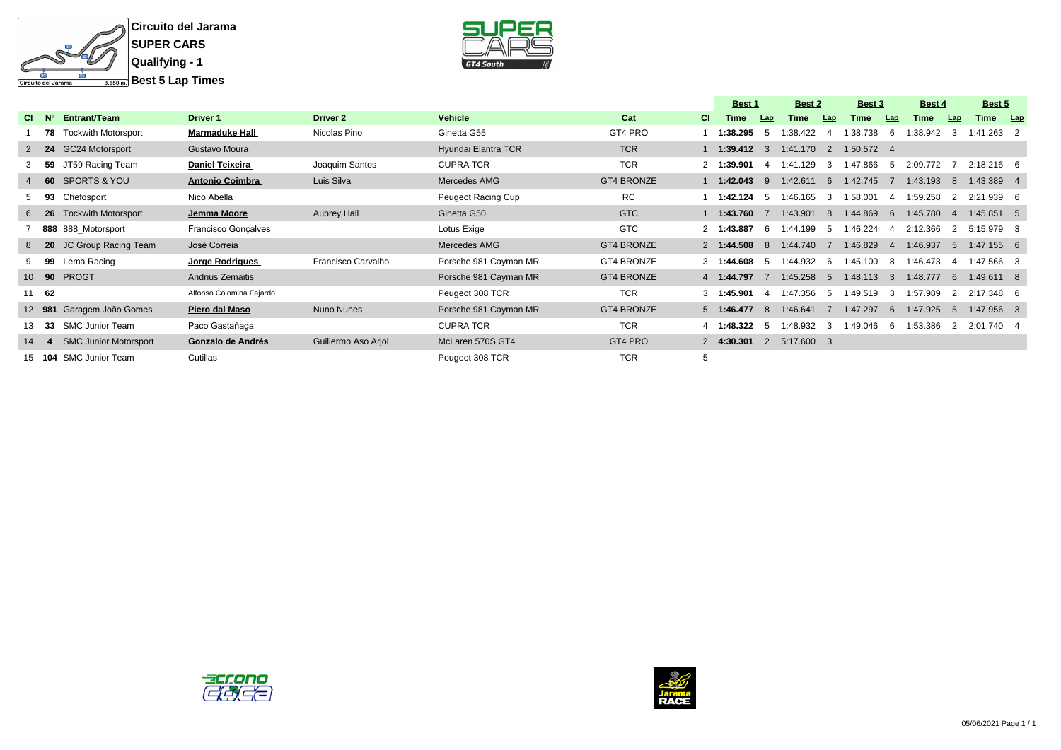# Circuito del Jarama

## SUPER CARS

### Qualifying - 1

### Best 5 Lap Times

| Cl | Nº | Entrant/Team | Driver 1 | Driver 2 | Vehicle | Cat | Cl | Best 1 | | Best 2 | | Best 3 | | Best 4 | | Best 5 | |
|---|---|---|---|---|---|---|---|---|---|---|---|---|---|---|---|---|---|
| | | | | | | | | Time | Lap | Time | Lap | Time | Lap | Time | Lap | Time | Lap |
| 1 | 78 | Tockwith Motorsport | **Marmaduke Hall** | Nicolas Pino | Ginetta G55 | GT4 PRO | 1 | **1:38.295** | 5 | 1:38.422 | 4 | 1:38.738 | 6 | 1:38.942 | 3 | 1:41.263 | 2 |
| 2 | 24 | GC24 Motorsport | Gustavo Moura | | Hyundai Elantra TCR | TCR | 1 | **1:39.412** | 3 | 1:41.170 | 2 | 1:50.572 | 4 | | | | |
| 3 | 59 | JT59 Racing Team | **Daniel Teixeira** | Joaquim Santos | CUPRA TCR | TCR | 2 | **1:39.901** | 4 | 1:41.129 | 3 | 1:47.866 | 5 | 2:09.772 | 7 | 2:18.216 | 6 |
| 4 | 60 | SPORTS & YOU | **Antonio Coimbra** | Luis Silva | Mercedes AMG | GT4 BRONZE | 1 | **1:42.043** | 9 | 1:42.611 | 6 | 1:42.745 | 7 | 1:43.193 | 8 | 1:43.389 | 4 |
| 5 | 93 | Chefosport | Nico Abella | | Peugeot Racing Cup | RC | 1 | **1:42.124** | 5 | 1:46.165 | 3 | 1:58.001 | 4 | 1:59.258 | 2 | 2:21.939 | 6 |
| 6 | 26 | Tockwith Motorsport | **Jemma Moore** | Aubrey Hall | Ginetta G50 | GTC | 1 | **1:43.760** | 7 | 1:43.901 | 8 | 1:44.869 | 6 | 1:45.780 | 4 | 1:45.851 | 5 |
| 7 | 888 | 888_Motorsport | Francisco Gonçalves | | Lotus Exige | GTC | 2 | **1:43.887** | 6 | 1:44.199 | 5 | 1:46.224 | 4 | 2:12.366 | 2 | 5:15.979 | 3 |
| 8 | 20 | JC Group Racing Team | José Correia | | Mercedes AMG | GT4 BRONZE | 2 | **1:44.508** | 8 | 1:44.740 | 7 | 1:46.829 | 4 | 1:46.937 | 5 | 1:47.155 | 6 |
| 9 | 99 | Lema Racing | **Jorge Rodrigues** | Francisco Carvalho | Porsche 981 Cayman MR | GT4 BRONZE | 3 | **1:44.608** | 5 | 1:44.932 | 6 | 1:45.100 | 8 | 1:46.473 | 4 | 1:47.566 | 3 |
| 10 | 90 | PROGT | Andrius Zemaitis | | Porsche 981 Cayman MR | GT4 BRONZE | 4 | **1:44.797** | 7 | 1:45.258 | 5 | 1:48.113 | 3 | 1:48.777 | 6 | 1:49.611 | 8 |
| 11 | 62 | | Alfonso Colomina Fajardo | | Peugeot 308 TCR | TCR | 3 | **1:45.901** | 4 | 1:47.356 | 5 | 1:49.519 | 3 | 1:57.989 | 2 | 2:17.348 | 6 |
| 12 | 981 | Garagem João Gomes | **Piero dal Maso** | Nuno Nunes | Porsche 981 Cayman MR | GT4 BRONZE | 5 | **1:46.477** | 8 | 1:46.641 | 7 | 1:47.297 | 6 | 1:47.925 | 5 | 1:47.956 | 3 |
| 13 | 33 | SMC Junior Team | Paco Gastañaga | | CUPRA TCR | TCR | 4 | **1:48.322** | 5 | 1:48.932 | 3 | 1:49.046 | 6 | 1:53.386 | 2 | 2:01.740 | 4 |
| 14 | 4 | SMC Junior Motorsport | **Gonzalo de Andrés** | Guillermo Aso Arjol | McLaren 570S GT4 | GT4 PRO | 2 | **4:30.301** | 2 | 5:17.600 | 3 | | | | | | |
| 15 | 104 | SMC Junior Team | Cutillas | | Peugeot 308 TCR | TCR | 5 | | | | | | | | | | |

05/06/2021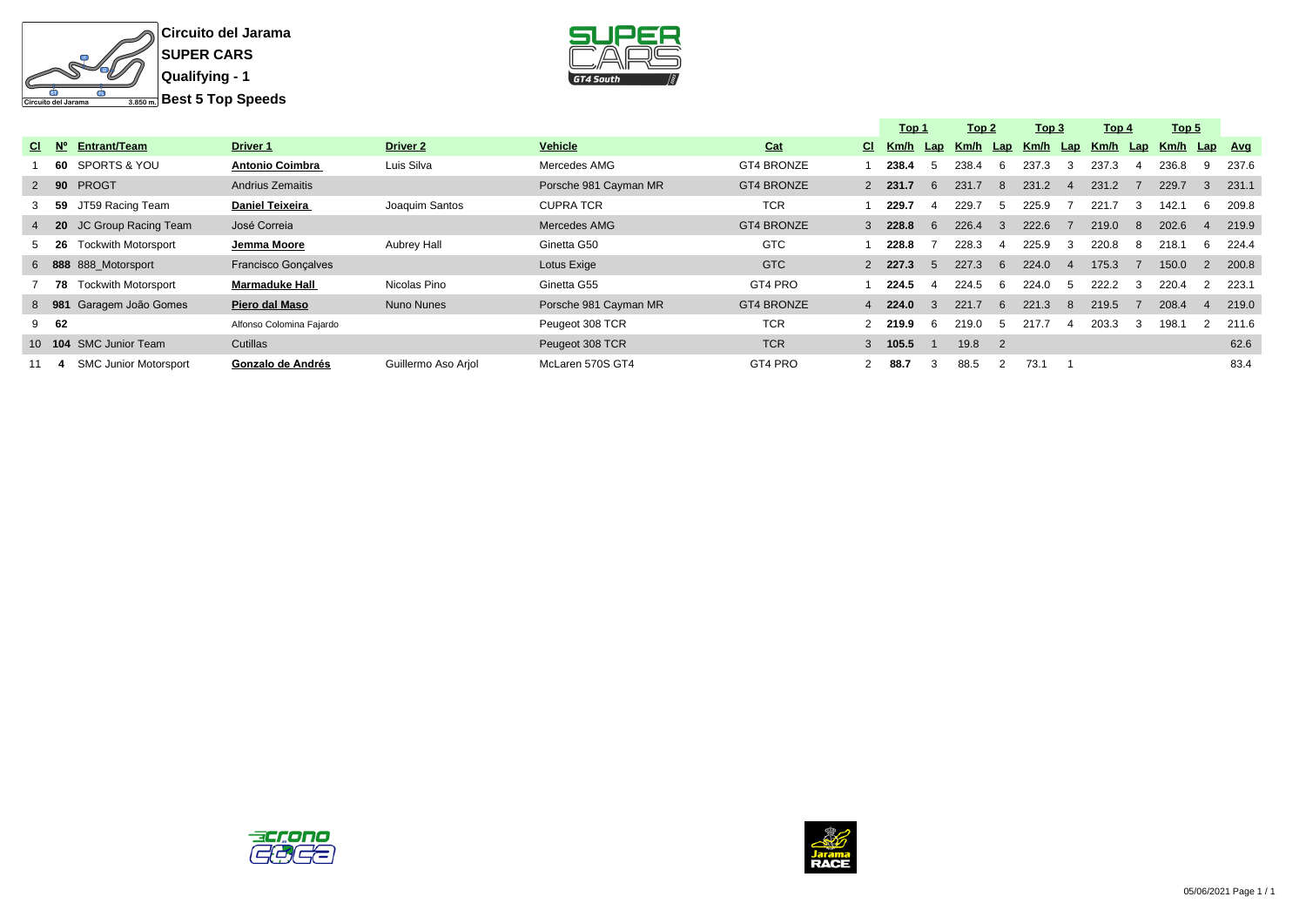**Circuito del Jarama**

**SUPER CARS**

**Qualifying - 1**

**Best 5 Top Speeds**

| Cl | Nº | Entrant/Team | Driver 1 | Driver 2 | Vehicle | Cat | Cl | Top 1 Km/h | Lap | Top 2 Km/h | Lap | Top 3 Km/h | Lap | Top 4 Km/h | Lap | Top 5 Km/h | Lap | Avg |
|---|---|---|---|---|---|---|---|---|---|---|---|---|---|---|---|---|---|---|
| 1 | **60** | SPORTS & YOU | **Antonio Coimbra** | Luis Silva | Mercedes AMG | GT4 BRONZE | 1 | **238.4** | 5 | 238.4 | 6 | 237.3 | 3 | 237.3 | 4 | 236.8 | 9 | 237.6 |
| 2 | **90** | PROGT | Andrius Zemaitis | | Porsche 981 Cayman MR | GT4 BRONZE | 2 | **231.7** | 6 | 231.7 | 8 | 231.2 | 4 | 231.2 | 7 | 229.7 | 3 | 231.1 |
| 3 | **59** | JT59 Racing Team | **Daniel Teixeira** | Joaquim Santos | CUPRA TCR | TCR | 1 | **229.7** | 4 | 229.7 | 5 | 225.9 | 7 | 221.7 | 3 | 142.1 | 6 | 209.8 |
| 4 | **20** | JC Group Racing Team | José Correia | | Mercedes AMG | GT4 BRONZE | 3 | **228.8** | 6 | 226.4 | 3 | 222.6 | 7 | 219.0 | 8 | 202.6 | 4 | 219.9 |
| 5 | **26** | Tockwith Motorsport | **Jemma Moore** | Aubrey Hall | Ginetta G50 | GTC | 1 | **228.8** | 7 | 228.3 | 4 | 225.9 | 3 | 220.8 | 8 | 218.1 | 6 | 224.4 |
| 6 | **888** | 888_Motorsport | Francisco Gonçalves | | Lotus Exige | GTC | 2 | **227.3** | 5 | 227.3 | 6 | 224.0 | 4 | 175.3 | 7 | 150.0 | 2 | 200.8 |
| 7 | **78** | Tockwith Motorsport | **Marmaduke Hall** | Nicolas Pino | Ginetta G55 | GT4 PRO | 1 | **224.5** | 4 | 224.5 | 6 | 224.0 | 5 | 222.2 | 3 | 220.4 | 2 | 223.1 |
| 8 | **981** | Garagem João Gomes | **Piero dal Maso** | Nuno Nunes | Porsche 981 Cayman MR | GT4 BRONZE | 4 | **224.0** | 3 | 221.7 | 6 | 221.3 | 8 | 219.5 | 7 | 208.4 | 4 | 219.0 |
| 9 | **62** | | Alfonso Colomina Fajardo | | Peugeot 308 TCR | TCR | 2 | **219.9** | 6 | 219.0 | 5 | 217.7 | 4 | 203.3 | 3 | 198.1 | 2 | 211.6 |
| 10 | **104** | SMC Junior Team | Cutillas | | Peugeot 308 TCR | TCR | 3 | **105.5** | 1 | 19.8 | 2 | | | | | | | 62.6 |
| 11 | **4** | SMC Junior Motorsport | **Gonzalo de Andrés** | Guillermo Aso Arjol | McLaren 570S GT4 | GT4 PRO | 2 | **88.7** | 3 | 88.5 | 2 | 73.1 | 1 | | | | | 83.4 |

05/06/2021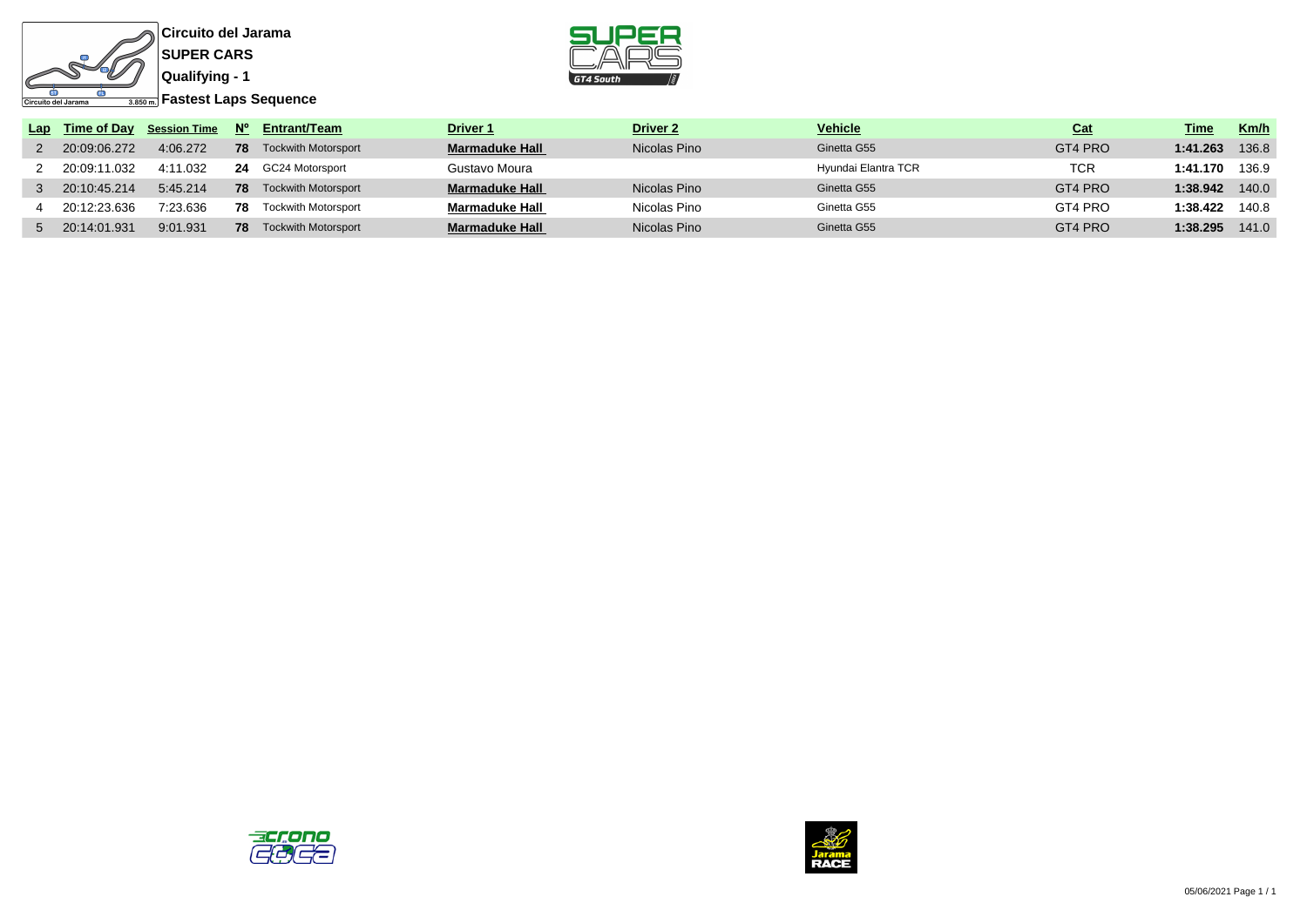**Circuito del Jarama**

**SUPER CARS**

**Qualifying - 1**

**Fastest Laps Sequence**

| Lap | Time of Day | Session Time | Nº | Entrant/Team | Driver 1 | Driver 2 | Vehicle | Cat | Time | Km/h |
|---|---|---|---|---|---|---|---|---|---|---|
| 2 | 20:09:06.272 | 4:06.272 | **78** | Tockwith Motorsport | **Marmaduke Hall** | Nicolas Pino | Ginetta G55 | GT4 PRO | **1:41.263** | 136.8 |
| 2 | 20:09:11.032 | 4:11.032 | **24** | GC24 Motorsport | Gustavo Moura | | Hyundai Elantra TCR | TCR | **1:41.170** | 136.9 |
| 3 | 20:10:45.214 | 5:45.214 | **78** | Tockwith Motorsport | **Marmaduke Hall** | Nicolas Pino | Ginetta G55 | GT4 PRO | **1:38.942** | 140.0 |
| 4 | 20:12:23.636 | 7:23.636 | **78** | Tockwith Motorsport | **Marmaduke Hall** | Nicolas Pino | Ginetta G55 | GT4 PRO | **1:38.422** | 140.8 |
| 5 | 20:14:01.931 | 9:01.931 | **78** | Tockwith Motorsport | **Marmaduke Hall** | Nicolas Pino | Ginetta G55 | GT4 PRO | **1:38.295** | 141.0 |

05/06/2021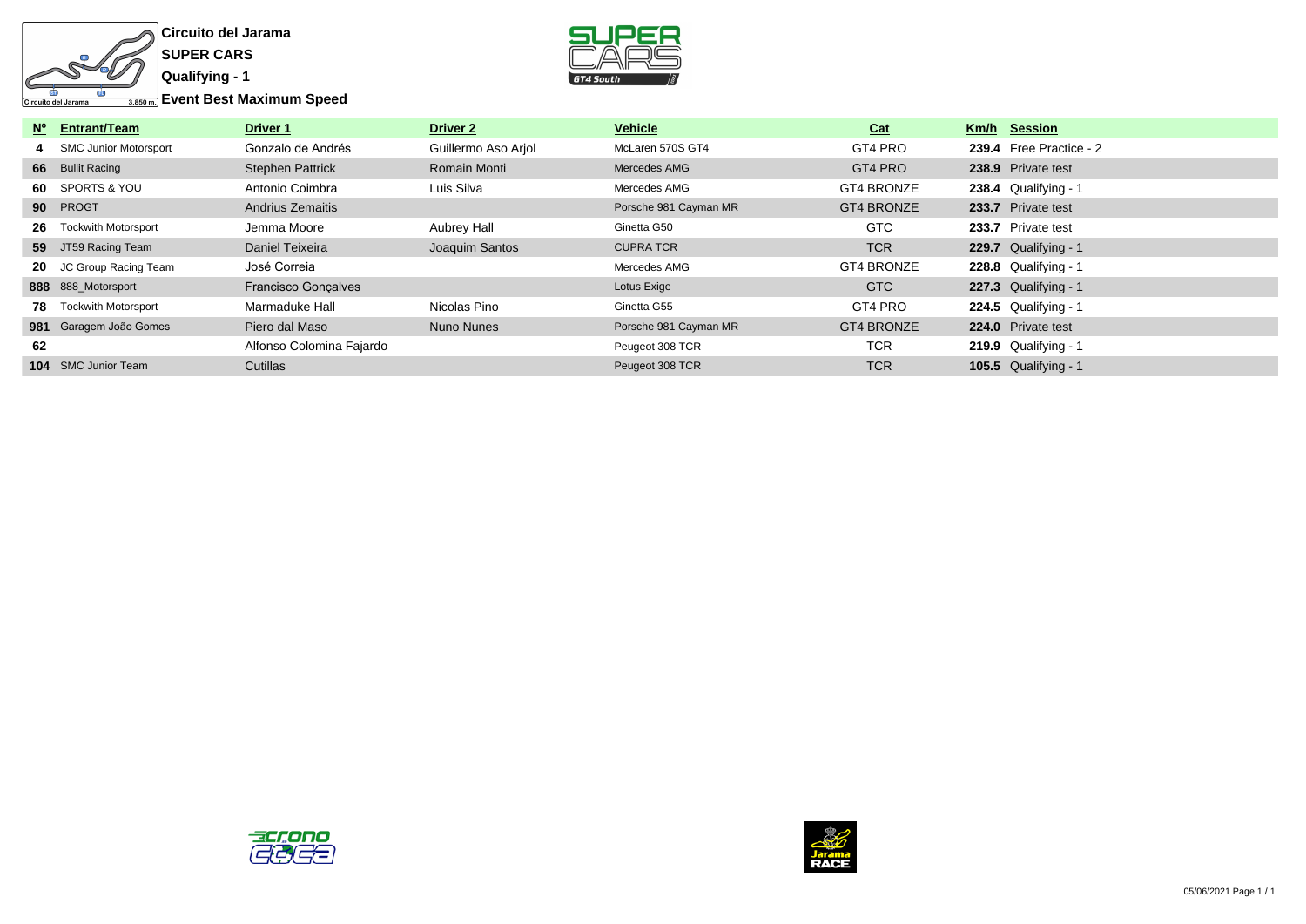**Circuito del Jarama**

**SUPER CARS**

**Qualifying - 1**

**Event Best Maximum Speed**

| Nº | Entrant/Team | Driver 1 | Driver 2 | Vehicle | Cat | Km/h | Session |
|---|---|---|---|---|---|---|---|
| 4 | SMC Junior Motorsport | Gonzalo de Andrés | Guillermo Aso Arjol | McLaren 570S GT4 | GT4 PRO | 239.4 | Free Practice - 2 |
| 66 | Bullit Racing | Stephen Pattrick | Romain Monti | Mercedes AMG | GT4 PRO | 238.9 | Private test |
| 60 | SPORTS & YOU | Antonio Coimbra | Luis Silva | Mercedes AMG | GT4 BRONZE | 238.4 | Qualifying - 1 |
| 90 | PROGT | Andrius Zemaitis | | Porsche 981 Cayman MR | GT4 BRONZE | 233.7 | Private test |
| 26 | Tockwith Motorsport | Jemma Moore | Aubrey Hall | Ginetta G50 | GTC | 233.7 | Private test |
| 59 | JT59 Racing Team | Daniel Teixeira | Joaquim Santos | CUPRA TCR | TCR | 229.7 | Qualifying - 1 |
| 20 | JC Group Racing Team | José Correia | | Mercedes AMG | GT4 BRONZE | 228.8 | Qualifying - 1 |
| 888 | 888_Motorsport | Francisco Gonçalves | | Lotus Exige | GTC | 227.3 | Qualifying - 1 |
| 78 | Tockwith Motorsport | Marmaduke Hall | Nicolas Pino | Ginetta G55 | GT4 PRO | 224.5 | Qualifying - 1 |
| 981 | Garagem João Gomes | Piero dal Maso | Nuno Nunes | Porsche 981 Cayman MR | GT4 BRONZE | 224.0 | Private test |
| 62 | | Alfonso Colomina Fajardo | | Peugeot 308 TCR | TCR | 219.9 | Qualifying - 1 |
| 104 | SMC Junior Team | Cutillas | | Peugeot 308 TCR | TCR | 105.5 | Qualifying - 1 |

05/06/2021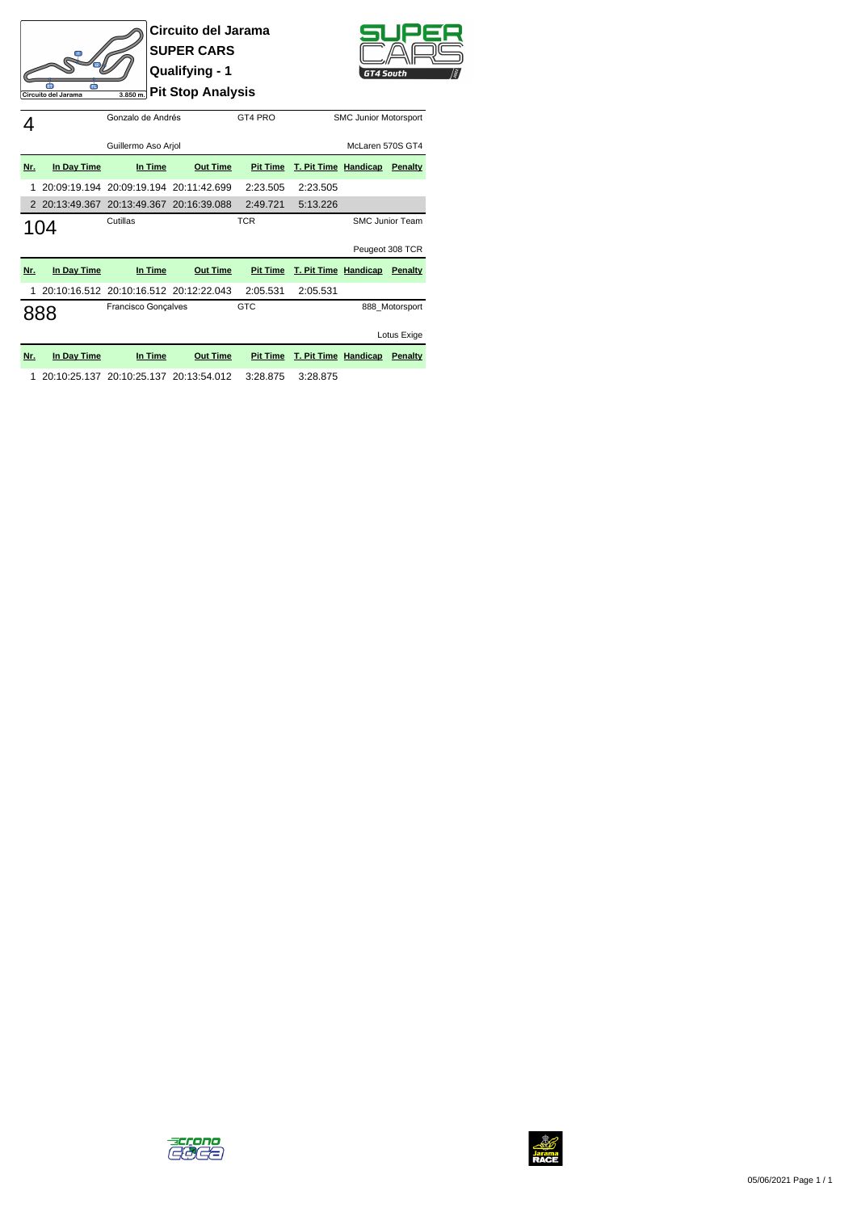# Circuito del Jarama

## SUPER CARS

## Qualifying - 1

## Pit Stop Analysis

Circuito del Jarama 3.850 m.

**4** — Gonzalo de Andrés — GT4 PRO — SMC Junior Motorsport

Guillermo Aso Arjol — McLaren 570S GT4

| Nr. | In Day Time | In Time | Out Time | Pit Time | T. Pit Time | Handicap | Penalty |
|---|---|---|---|---|---|---|---|
| 1 | 20:09:19.194 | 20:09:19.194 | 20:11:42.699 | 2:23.505 | 2:23.505 | | |
| 2 | 20:13:49.367 | 20:13:49.367 | 20:16:39.088 | 2:49.721 | 5:13.226 | | |

**104** — Cutillas — TCR — SMC Junior Team

Peugeot 308 TCR

| Nr. | In Day Time | In Time | Out Time | Pit Time | T. Pit Time | Handicap | Penalty |
|---|---|---|---|---|---|---|---|
| 1 | 20:10:16.512 | 20:10:16.512 | 20:12:22.043 | 2:05.531 | 2:05.531 | | |

**888** — Francisco Gonçalves — GTC — 888_Motorsport

Lotus Exige

| Nr. | In Day Time | In Time | Out Time | Pit Time | T. Pit Time | Handicap | Penalty |
|---|---|---|---|---|---|---|---|
| 1 | 20:10:25.137 | 20:10:25.137 | 20:13:54.012 | 3:28.875 | 3:28.875 | | |

05/06/2021